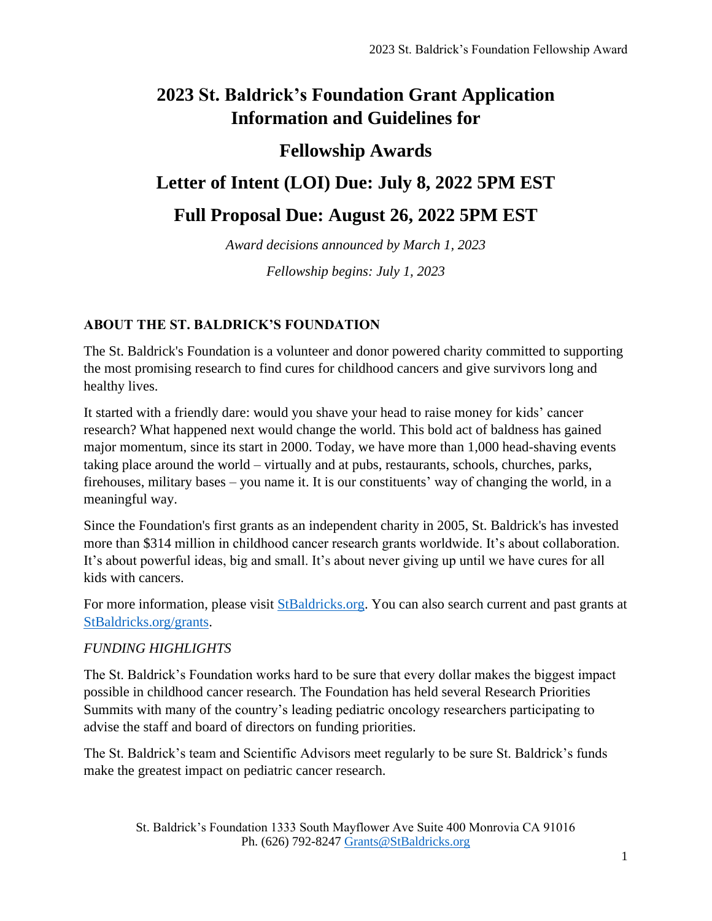# 2023 St. Baldrick's Foundation Grant Application Information and Guidelines for

# Fellowship Awards

## Letter of Intent (LOI) Due: July 8, 2022 5PM EST

## Full Proposal Due: August 26, 2022 5PM EST

*Award decisions announced by March 1, 2023*

*Fellowship begins: July 1, 2023*

### ABOUT THE ST. BALDRICK'S FOUNDATION

The St. Baldrick's Foundation is a volunteer and donor powered charity committed to supporting the most promising research to find cures for childhood cancers and give survivors long and healthy lives.

It started with a friendly dare: would you shave your head to raise money for kids' cancer research? What happened next would change the world. This bold act of baldness has gained major momentum, since its start in 2000. Today, we have more than 1,000 head-shaving events taking place around the world – virtually and at pubs, restaurants, schools, churches, parks, firehouses, military bases – you name it. It is our constituents' way of changing the world, in a meaningful way.

Since the Foundation's first grants as an independent charity in 2005, St. Baldrick's has invested more than $314 million in childhood cancer research grants worldwide. It's about collaboration. It's about powerful ideas, big and small. It's about never giving up until we have cures for all kids with cancers.

For more information, please visit [StBaldricks.org](StBaldricks.org). You can also search current and past grants at [StBaldricks.org/grants](StBaldricks.org/grants).

*FUNDING HIGHLIGHTS*

The St. Baldrick's Foundation works hard to be sure that every dollar makes the biggest impact possible in childhood cancer research. The Foundation has held several Research Priorities Summits with many of the country's leading pediatric oncology researchers participating to advise the staff and board of directors on funding priorities.

The St. Baldrick's team and Scientific Advisors meet regularly to be sure St. Baldrick's funds make the greatest impact on pediatric cancer research.

St. Baldrick's Foundation 1333 South Mayflower Ave Suite 400 Monrovia CA 91016
Ph. (626) 792-8247 Grants@StBaldricks.org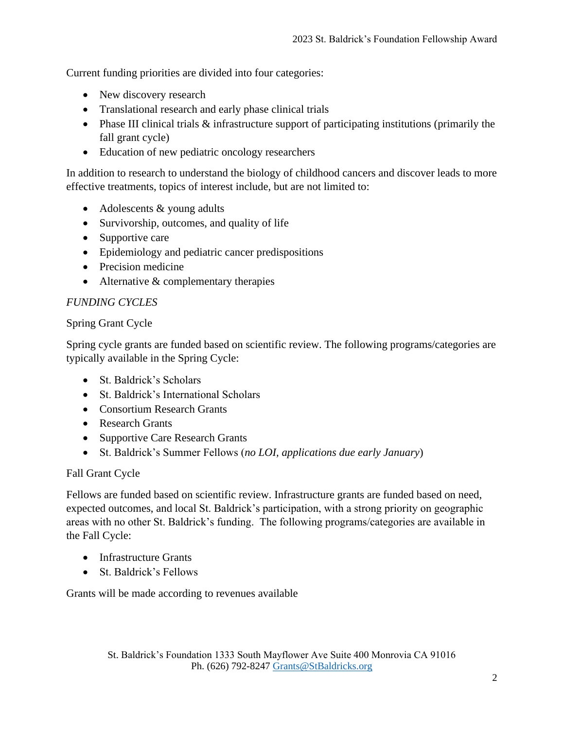Current funding priorities are divided into four categories:

- New discovery research
- Translational research and early phase clinical trials
- Phase III clinical trials & infrastructure support of participating institutions (primarily the fall grant cycle)
- Education of new pediatric oncology researchers

In addition to research to understand the biology of childhood cancers and discover leads to more effective treatments, topics of interest include, but are not limited to:

- Adolescents & young adults
- Survivorship, outcomes, and quality of life
- Supportive care
- Epidemiology and pediatric cancer predispositions
- Precision medicine
- Alternative & complementary therapies

*FUNDING CYCLES*

Spring Grant Cycle

Spring cycle grants are funded based on scientific review. The following programs/categories are typically available in the Spring Cycle:

- St. Baldrick's Scholars
- St. Baldrick's International Scholars
- Consortium Research Grants
- Research Grants
- Supportive Care Research Grants
- St. Baldrick's Summer Fellows (*no LOI, applications due early January*)

Fall Grant Cycle

Fellows are funded based on scientific review. Infrastructure grants are funded based on need, expected outcomes, and local St. Baldrick's participation, with a strong priority on geographic areas with no other St. Baldrick's funding. The following programs/categories are available in the Fall Cycle:

- Infrastructure Grants
- St. Baldrick's Fellows

Grants will be made according to revenues available

St. Baldrick's Foundation 1333 South Mayflower Ave Suite 400 Monrovia CA 91016
Ph. (626) 792-8247 [Grants@StBaldricks.org](mailto:Grants@StBaldricks.org)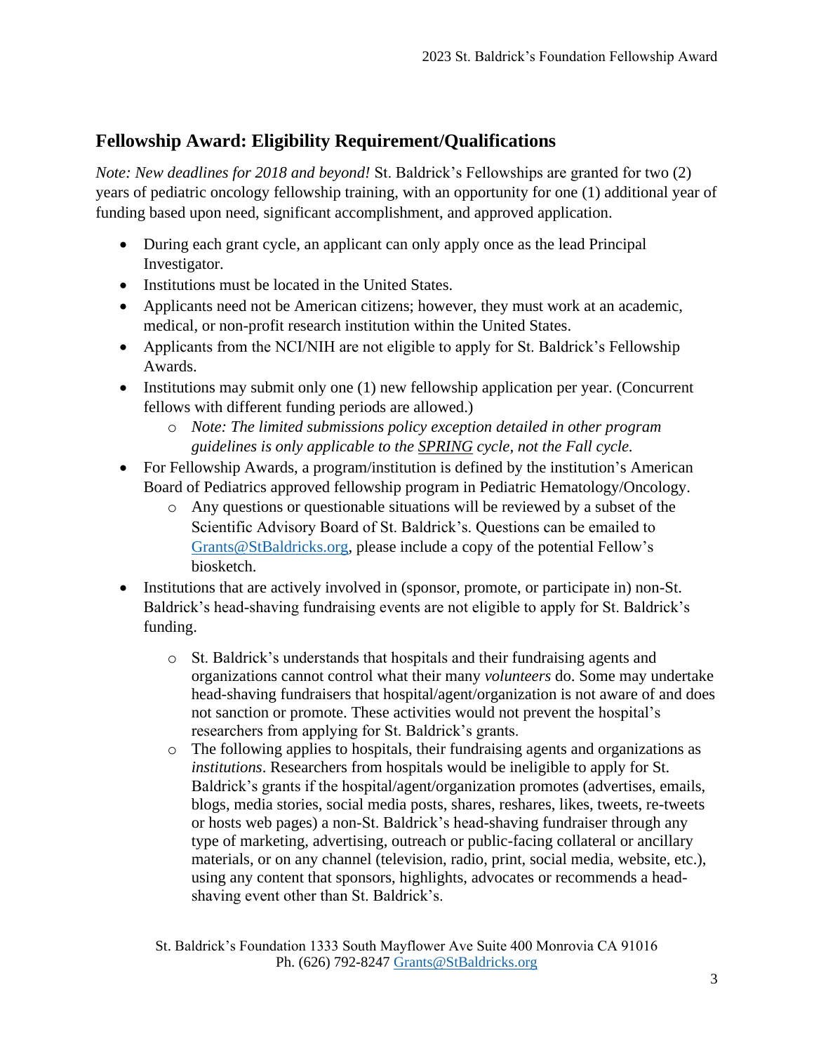## Fellowship Award: Eligibility Requirement/Qualifications

*Note: New deadlines for 2018 and beyond!* St. Baldrick's Fellowships are granted for two (2) years of pediatric oncology fellowship training, with an opportunity for one (1) additional year of funding based upon need, significant accomplishment, and approved application.

- During each grant cycle, an applicant can only apply once as the lead Principal Investigator.
- Institutions must be located in the United States.
- Applicants need not be American citizens; however, they must work at an academic, medical, or non-profit research institution within the United States.
- Applicants from the NCI/NIH are not eligible to apply for St. Baldrick's Fellowship Awards.
- Institutions may submit only one (1) new fellowship application per year. (Concurrent fellows with different funding periods are allowed.)
  - *Note: The limited submissions policy exception detailed in other program guidelines is only applicable to the SPRING cycle, not the Fall cycle.*
- For Fellowship Awards, a program/institution is defined by the institution's American Board of Pediatrics approved fellowship program in Pediatric Hematology/Oncology.
  - Any questions or questionable situations will be reviewed by a subset of the Scientific Advisory Board of St. Baldrick's. Questions can be emailed to Grants@StBaldricks.org, please include a copy of the potential Fellow's biosketch.
- Institutions that are actively involved in (sponsor, promote, or participate in) non-St. Baldrick's head-shaving fundraising events are not eligible to apply for St. Baldrick's funding.
  - St. Baldrick's understands that hospitals and their fundraising agents and organizations cannot control what their many *volunteers* do. Some may undertake head-shaving fundraisers that hospital/agent/organization is not aware of and does not sanction or promote. These activities would not prevent the hospital's researchers from applying for St. Baldrick's grants.
  - The following applies to hospitals, their fundraising agents and organizations as *institutions*. Researchers from hospitals would be ineligible to apply for St. Baldrick's grants if the hospital/agent/organization promotes (advertises, emails, blogs, media stories, social media posts, shares, reshares, likes, tweets, re-tweets or hosts web pages) a non-St. Baldrick's head-shaving fundraiser through any type of marketing, advertising, outreach or public-facing collateral or ancillary materials, or on any channel (television, radio, print, social media, website, etc.), using any content that sponsors, highlights, advocates or recommends a head-shaving event other than St. Baldrick's.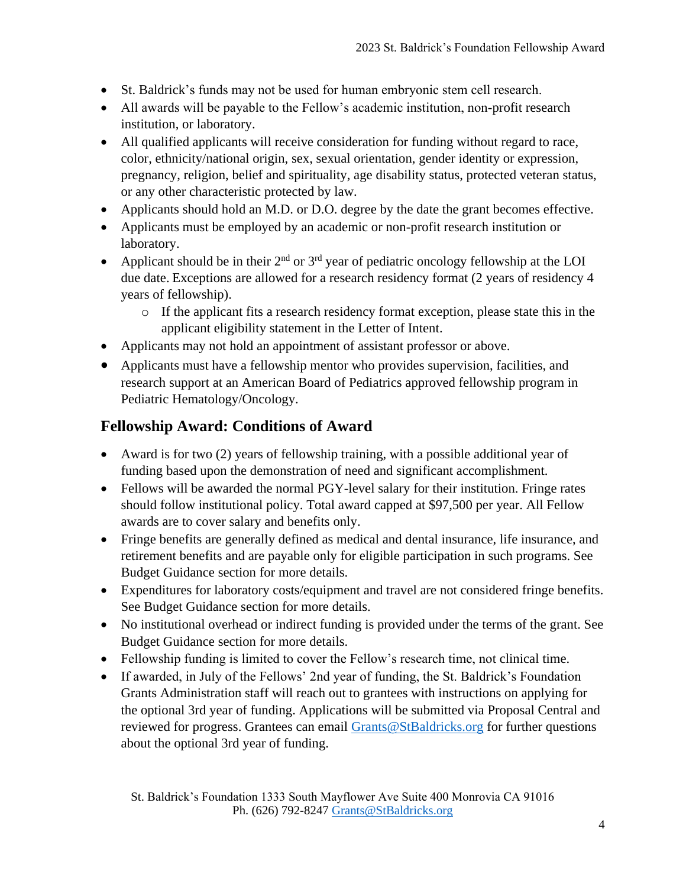- St. Baldrick's funds may not be used for human embryonic stem cell research.
- All awards will be payable to the Fellow's academic institution, non-profit research institution, or laboratory.
- All qualified applicants will receive consideration for funding without regard to race, color, ethnicity/national origin, sex, sexual orientation, gender identity or expression, pregnancy, religion, belief and spirituality, age disability status, protected veteran status, or any other characteristic protected by law.
- Applicants should hold an M.D. or D.O. degree by the date the grant becomes effective.
- Applicants must be employed by an academic or non-profit research institution or laboratory.
- Applicant should be in their 2nd or 3rd year of pediatric oncology fellowship at the LOI due date. Exceptions are allowed for a research residency format (2 years of residency 4 years of fellowship).
    - If the applicant fits a research residency format exception, please state this in the applicant eligibility statement in the Letter of Intent.
- Applicants may not hold an appointment of assistant professor or above.
- Applicants must have a fellowship mentor who provides supervision, facilities, and research support at an American Board of Pediatrics approved fellowship program in Pediatric Hematology/Oncology.

## Fellowship Award: Conditions of Award

- Award is for two (2) years of fellowship training, with a possible additional year of funding based upon the demonstration of need and significant accomplishment.
- Fellows will be awarded the normal PGY-level salary for their institution. Fringe rates should follow institutional policy. Total award capped at $97,500 per year. All Fellow awards are to cover salary and benefits only.
- Fringe benefits are generally defined as medical and dental insurance, life insurance, and retirement benefits and are payable only for eligible participation in such programs. See Budget Guidance section for more details.
- Expenditures for laboratory costs/equipment and travel are not considered fringe benefits. See Budget Guidance section for more details.
- No institutional overhead or indirect funding is provided under the terms of the grant. See Budget Guidance section for more details.
- Fellowship funding is limited to cover the Fellow's research time, not clinical time.
- If awarded, in July of the Fellows' 2nd year of funding, the St. Baldrick's Foundation Grants Administration staff will reach out to grantees with instructions on applying for the optional 3rd year of funding. Applications will be submitted via Proposal Central and reviewed for progress. Grantees can email Grants@StBaldricks.org for further questions about the optional 3rd year of funding.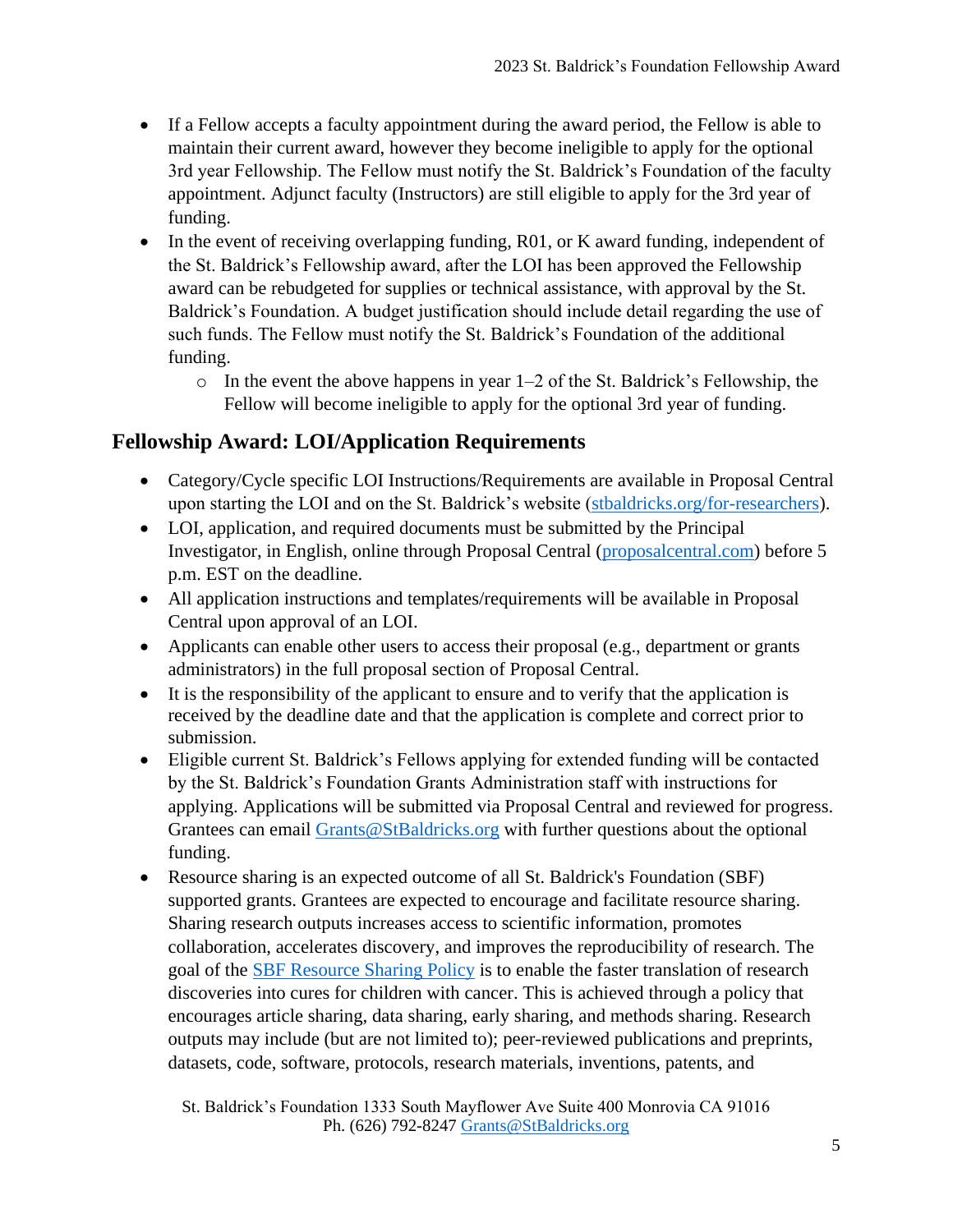- If a Fellow accepts a faculty appointment during the award period, the Fellow is able to maintain their current award, however they become ineligible to apply for the optional 3rd year Fellowship. The Fellow must notify the St. Baldrick's Foundation of the faculty appointment. Adjunct faculty (Instructors) are still eligible to apply for the 3rd year of funding.
- In the event of receiving overlapping funding, R01, or K award funding, independent of the St. Baldrick's Fellowship award, after the LOI has been approved the Fellowship award can be rebudgeted for supplies or technical assistance, with approval by the St. Baldrick's Foundation. A budget justification should include detail regarding the use of such funds. The Fellow must notify the St. Baldrick's Foundation of the additional funding.
  - In the event the above happens in year 1–2 of the St. Baldrick's Fellowship, the Fellow will become ineligible to apply for the optional 3rd year of funding.

## Fellowship Award: LOI/Application Requirements

- Category/Cycle specific LOI Instructions/Requirements are available in Proposal Central upon starting the LOI and on the St. Baldrick's website (stbaldricks.org/for-researchers).
- LOI, application, and required documents must be submitted by the Principal Investigator, in English, online through Proposal Central (proposalcentral.com) before 5 p.m. EST on the deadline.
- All application instructions and templates/requirements will be available in Proposal Central upon approval of an LOI.
- Applicants can enable other users to access their proposal (e.g., department or grants administrators) in the full proposal section of Proposal Central.
- It is the responsibility of the applicant to ensure and to verify that the application is received by the deadline date and that the application is complete and correct prior to submission.
- Eligible current St. Baldrick's Fellows applying for extended funding will be contacted by the St. Baldrick's Foundation Grants Administration staff with instructions for applying. Applications will be submitted via Proposal Central and reviewed for progress. Grantees can email Grants@StBaldricks.org with further questions about the optional funding.
- Resource sharing is an expected outcome of all St. Baldrick's Foundation (SBF) supported grants. Grantees are expected to encourage and facilitate resource sharing. Sharing research outputs increases access to scientific information, promotes collaboration, accelerates discovery, and improves the reproducibility of research. The goal of the SBF Resource Sharing Policy is to enable the faster translation of research discoveries into cures for children with cancer. This is achieved through a policy that encourages article sharing, data sharing, early sharing, and methods sharing. Research outputs may include (but are not limited to); peer-reviewed publications and preprints, datasets, code, software, protocols, research materials, inventions, patents, and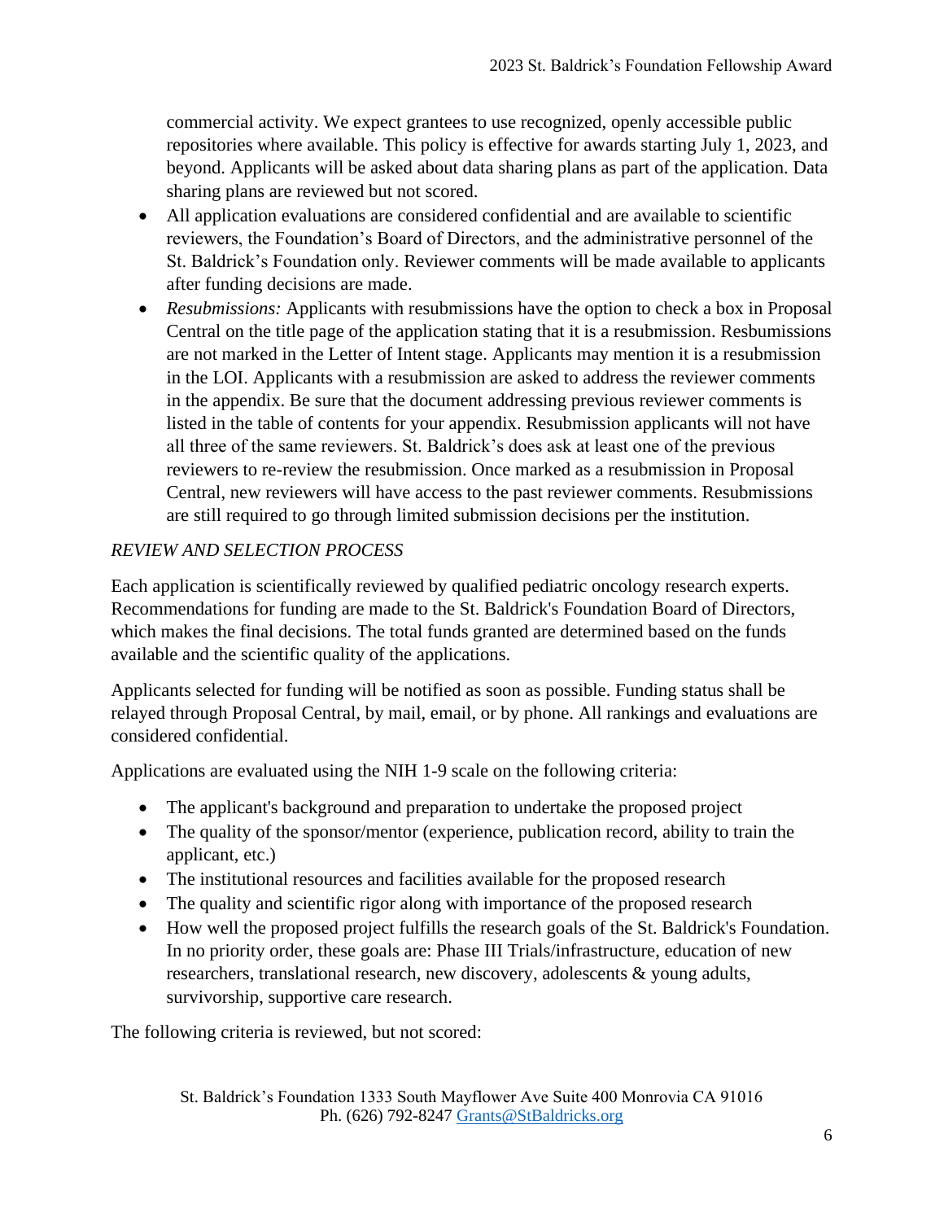commercial activity. We expect grantees to use recognized, openly accessible public repositories where available. This policy is effective for awards starting July 1, 2023, and beyond. Applicants will be asked about data sharing plans as part of the application. Data sharing plans are reviewed but not scored.

- All application evaluations are considered confidential and are available to scientific reviewers, the Foundation's Board of Directors, and the administrative personnel of the St. Baldrick's Foundation only. Reviewer comments will be made available to applicants after funding decisions are made.
- *Resubmissions:* Applicants with resubmissions have the option to check a box in Proposal Central on the title page of the application stating that it is a resubmission. Resbumissions are not marked in the Letter of Intent stage. Applicants may mention it is a resubmission in the LOI. Applicants with a resubmission are asked to address the reviewer comments in the appendix. Be sure that the document addressing previous reviewer comments is listed in the table of contents for your appendix. Resubmission applicants will not have all three of the same reviewers. St. Baldrick's does ask at least one of the previous reviewers to re-review the resubmission. Once marked as a resubmission in Proposal Central, new reviewers will have access to the past reviewer comments. Resubmissions are still required to go through limited submission decisions per the institution.

*REVIEW AND SELECTION PROCESS*

Each application is scientifically reviewed by qualified pediatric oncology research experts. Recommendations for funding are made to the St. Baldrick's Foundation Board of Directors, which makes the final decisions. The total funds granted are determined based on the funds available and the scientific quality of the applications.

Applicants selected for funding will be notified as soon as possible. Funding status shall be relayed through Proposal Central, by mail, email, or by phone. All rankings and evaluations are considered confidential.

Applications are evaluated using the NIH 1-9 scale on the following criteria:

- The applicant's background and preparation to undertake the proposed project
- The quality of the sponsor/mentor (experience, publication record, ability to train the applicant, etc.)
- The institutional resources and facilities available for the proposed research
- The quality and scientific rigor along with importance of the proposed research
- How well the proposed project fulfills the research goals of the St. Baldrick's Foundation. In no priority order, these goals are: Phase III Trials/infrastructure, education of new researchers, translational research, new discovery, adolescents & young adults, survivorship, supportive care research.

The following criteria is reviewed, but not scored: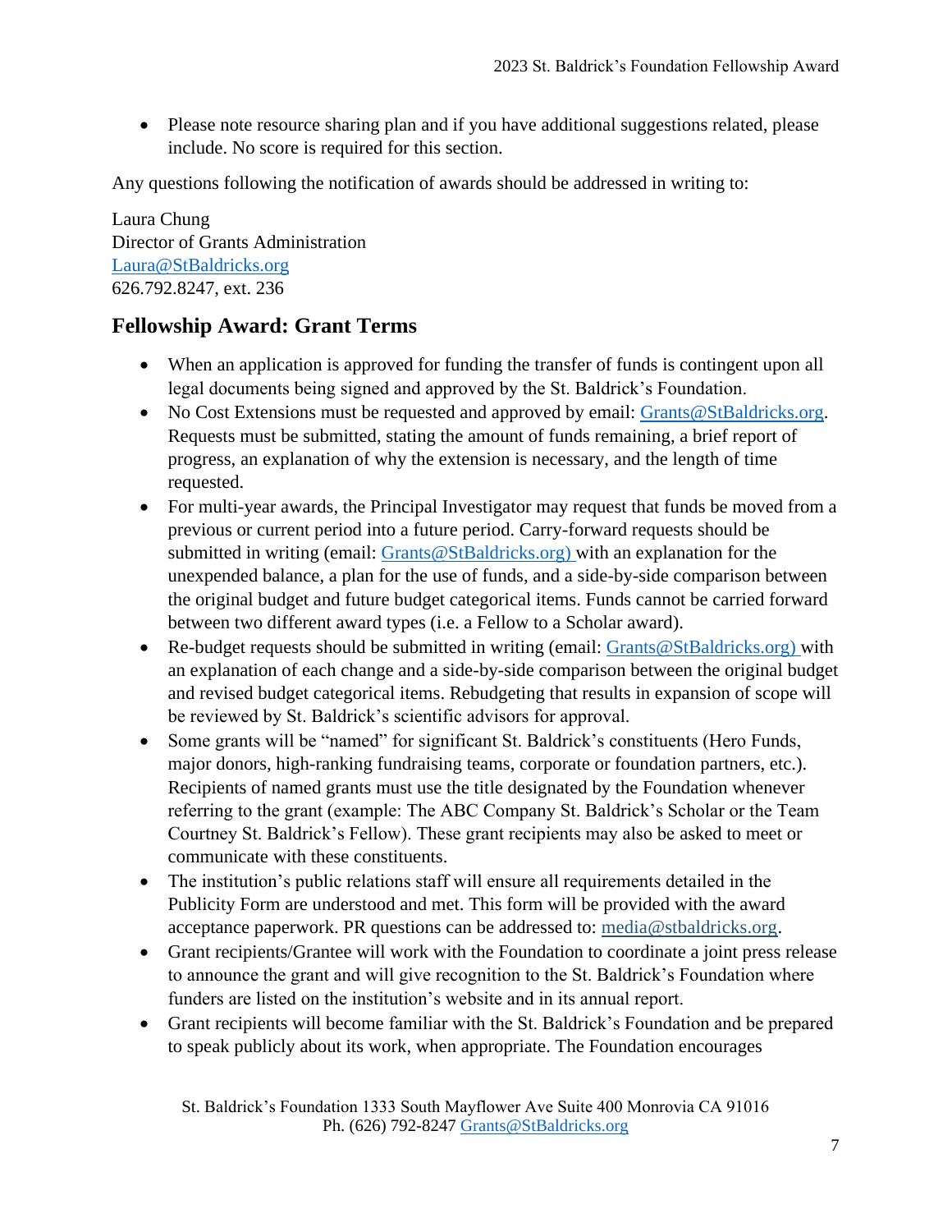- Please note resource sharing plan and if you have additional suggestions related, please include. No score is required for this section.

Any questions following the notification of awards should be addressed in writing to:

Laura Chung
Director of Grants Administration
Laura@StBaldricks.org
626.792.8247, ext. 236

## Fellowship Award: Grant Terms

- When an application is approved for funding the transfer of funds is contingent upon all legal documents being signed and approved by the St. Baldrick's Foundation.
- No Cost Extensions must be requested and approved by email: Grants@StBaldricks.org. Requests must be submitted, stating the amount of funds remaining, a brief report of progress, an explanation of why the extension is necessary, and the length of time requested.
- For multi-year awards, the Principal Investigator may request that funds be moved from a previous or current period into a future period. Carry-forward requests should be submitted in writing (email: Grants@StBaldricks.org) with an explanation for the unexpended balance, a plan for the use of funds, and a side-by-side comparison between the original budget and future budget categorical items. Funds cannot be carried forward between two different award types (i.e. a Fellow to a Scholar award).
- Re-budget requests should be submitted in writing (email: Grants@StBaldricks.org) with an explanation of each change and a side-by-side comparison between the original budget and revised budget categorical items. Rebudgeting that results in expansion of scope will be reviewed by St. Baldrick's scientific advisors for approval.
- Some grants will be "named" for significant St. Baldrick's constituents (Hero Funds, major donors, high-ranking fundraising teams, corporate or foundation partners, etc.). Recipients of named grants must use the title designated by the Foundation whenever referring to the grant (example: The ABC Company St. Baldrick's Scholar or the Team Courtney St. Baldrick's Fellow). These grant recipients may also be asked to meet or communicate with these constituents.
- The institution's public relations staff will ensure all requirements detailed in the Publicity Form are understood and met. This form will be provided with the award acceptance paperwork. PR questions can be addressed to: media@stbaldricks.org.
- Grant recipients/Grantee will work with the Foundation to coordinate a joint press release to announce the grant and will give recognition to the St. Baldrick's Foundation where funders are listed on the institution's website and in its annual report.
- Grant recipients will become familiar with the St. Baldrick's Foundation and be prepared to speak publicly about its work, when appropriate. The Foundation encourages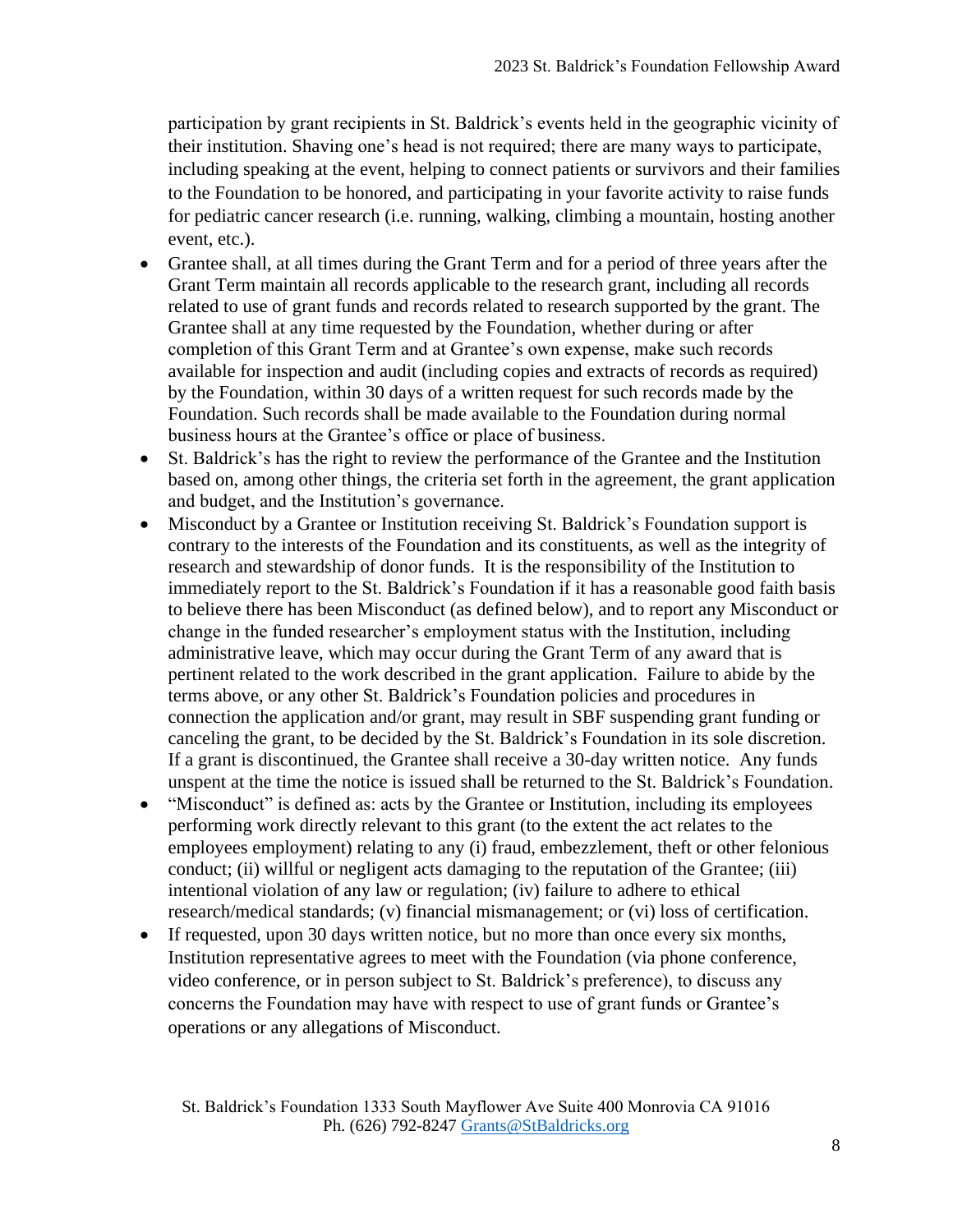participation by grant recipients in St. Baldrick's events held in the geographic vicinity of their institution. Shaving one's head is not required; there are many ways to participate, including speaking at the event, helping to connect patients or survivors and their families to the Foundation to be honored, and participating in your favorite activity to raise funds for pediatric cancer research (i.e. running, walking, climbing a mountain, hosting another event, etc.).

- Grantee shall, at all times during the Grant Term and for a period of three years after the Grant Term maintain all records applicable to the research grant, including all records related to use of grant funds and records related to research supported by the grant. The Grantee shall at any time requested by the Foundation, whether during or after completion of this Grant Term and at Grantee's own expense, make such records available for inspection and audit (including copies and extracts of records as required) by the Foundation, within 30 days of a written request for such records made by the Foundation. Such records shall be made available to the Foundation during normal business hours at the Grantee's office or place of business.
- St. Baldrick's has the right to review the performance of the Grantee and the Institution based on, among other things, the criteria set forth in the agreement, the grant application and budget, and the Institution's governance.
- Misconduct by a Grantee or Institution receiving St. Baldrick's Foundation support is contrary to the interests of the Foundation and its constituents, as well as the integrity of research and stewardship of donor funds. It is the responsibility of the Institution to immediately report to the St. Baldrick's Foundation if it has a reasonable good faith basis to believe there has been Misconduct (as defined below), and to report any Misconduct or change in the funded researcher's employment status with the Institution, including administrative leave, which may occur during the Grant Term of any award that is pertinent related to the work described in the grant application. Failure to abide by the terms above, or any other St. Baldrick's Foundation policies and procedures in connection the application and/or grant, may result in SBF suspending grant funding or canceling the grant, to be decided by the St. Baldrick's Foundation in its sole discretion. If a grant is discontinued, the Grantee shall receive a 30-day written notice. Any funds unspent at the time the notice is issued shall be returned to the St. Baldrick's Foundation.
- "Misconduct" is defined as: acts by the Grantee or Institution, including its employees performing work directly relevant to this grant (to the extent the act relates to the employees employment) relating to any (i) fraud, embezzlement, theft or other felonious conduct; (ii) willful or negligent acts damaging to the reputation of the Grantee; (iii) intentional violation of any law or regulation; (iv) failure to adhere to ethical research/medical standards; (v) financial mismanagement; or (vi) loss of certification.
- If requested, upon 30 days written notice, but no more than once every six months, Institution representative agrees to meet with the Foundation (via phone conference, video conference, or in person subject to St. Baldrick's preference), to discuss any concerns the Foundation may have with respect to use of grant funds or Grantee's operations or any allegations of Misconduct.

St. Baldrick's Foundation 1333 South Mayflower Ave Suite 400 Monrovia CA 91016
Ph. (626) 792-8247 Grants@StBaldricks.org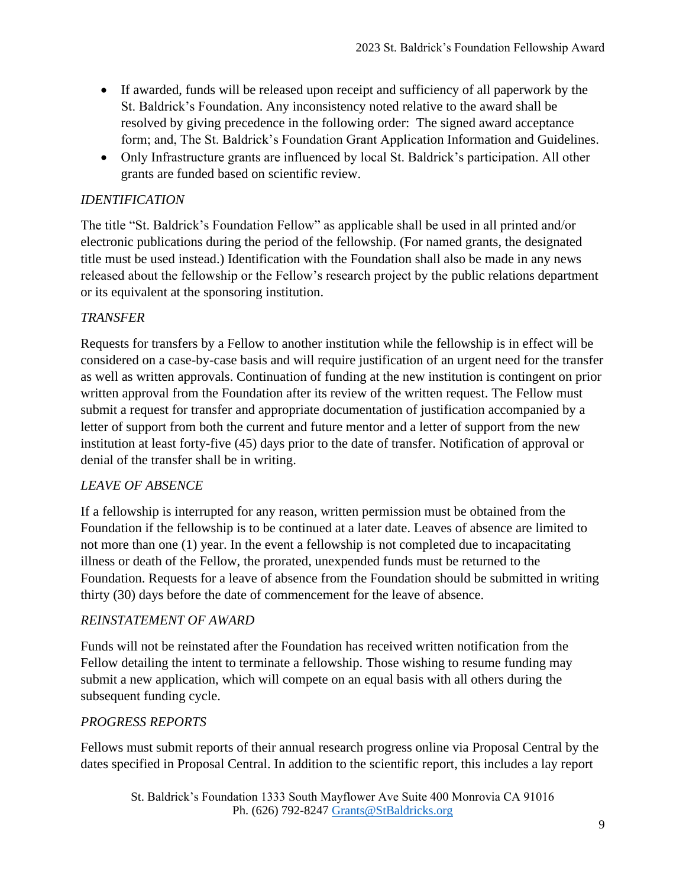- If awarded, funds will be released upon receipt and sufficiency of all paperwork by the St. Baldrick's Foundation. Any inconsistency noted relative to the award shall be resolved by giving precedence in the following order: The signed award acceptance form; and, The St. Baldrick's Foundation Grant Application Information and Guidelines.
- Only Infrastructure grants are influenced by local St. Baldrick's participation. All other grants are funded based on scientific review.

*IDENTIFICATION*

The title "St. Baldrick's Foundation Fellow" as applicable shall be used in all printed and/or electronic publications during the period of the fellowship. (For named grants, the designated title must be used instead.) Identification with the Foundation shall also be made in any news released about the fellowship or the Fellow's research project by the public relations department or its equivalent at the sponsoring institution.

*TRANSFER*

Requests for transfers by a Fellow to another institution while the fellowship is in effect will be considered on a case-by-case basis and will require justification of an urgent need for the transfer as well as written approvals. Continuation of funding at the new institution is contingent on prior written approval from the Foundation after its review of the written request. The Fellow must submit a request for transfer and appropriate documentation of justification accompanied by a letter of support from both the current and future mentor and a letter of support from the new institution at least forty-five (45) days prior to the date of transfer. Notification of approval or denial of the transfer shall be in writing.

*LEAVE OF ABSENCE*

If a fellowship is interrupted for any reason, written permission must be obtained from the Foundation if the fellowship is to be continued at a later date. Leaves of absence are limited to not more than one (1) year. In the event a fellowship is not completed due to incapacitating illness or death of the Fellow, the prorated, unexpended funds must be returned to the Foundation. Requests for a leave of absence from the Foundation should be submitted in writing thirty (30) days before the date of commencement for the leave of absence.

*REINSTATEMENT OF AWARD*

Funds will not be reinstated after the Foundation has received written notification from the Fellow detailing the intent to terminate a fellowship. Those wishing to resume funding may submit a new application, which will compete on an equal basis with all others during the subsequent funding cycle.

*PROGRESS REPORTS*

Fellows must submit reports of their annual research progress online via Proposal Central by the dates specified in Proposal Central. In addition to the scientific report, this includes a lay report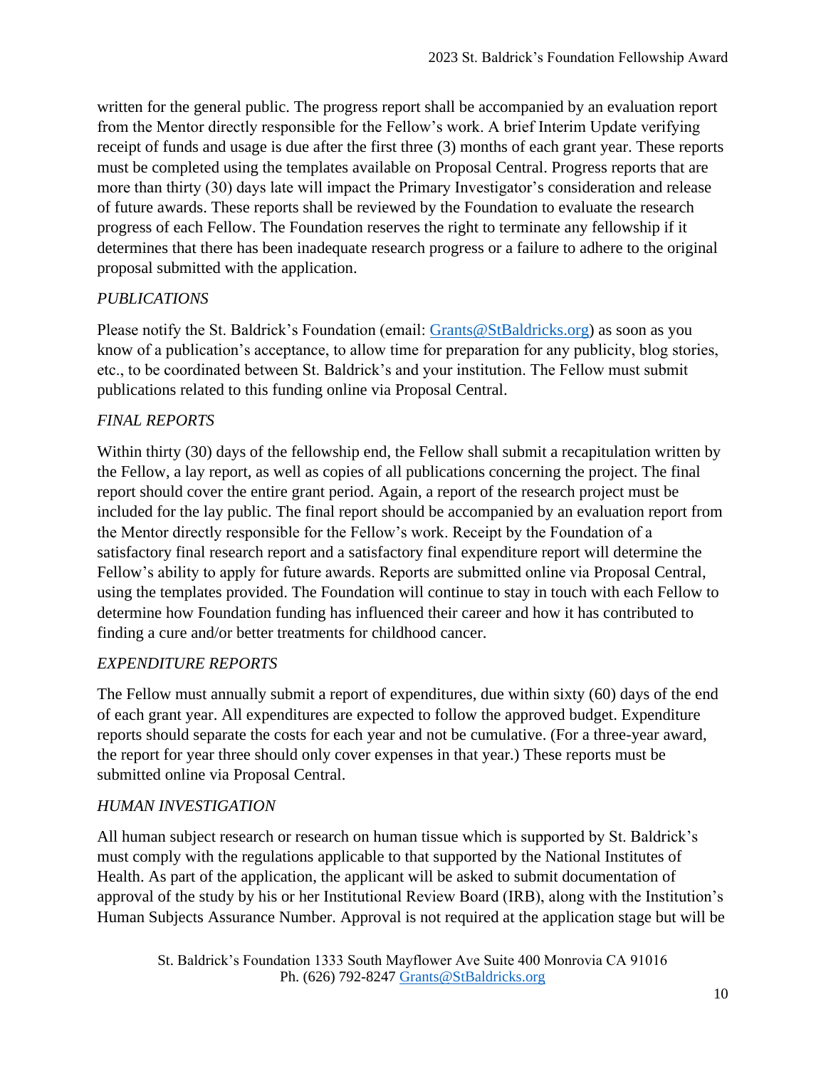written for the general public. The progress report shall be accompanied by an evaluation report from the Mentor directly responsible for the Fellow's work. A brief Interim Update verifying receipt of funds and usage is due after the first three (3) months of each grant year. These reports must be completed using the templates available on Proposal Central. Progress reports that are more than thirty (30) days late will impact the Primary Investigator's consideration and release of future awards. These reports shall be reviewed by the Foundation to evaluate the research progress of each Fellow. The Foundation reserves the right to terminate any fellowship if it determines that there has been inadequate research progress or a failure to adhere to the original proposal submitted with the application.

*PUBLICATIONS*

Please notify the St. Baldrick's Foundation (email: [Grants@StBaldricks.org](mailto:Grants@StBaldricks.org)) as soon as you know of a publication's acceptance, to allow time for preparation for any publicity, blog stories, etc., to be coordinated between St. Baldrick's and your institution. The Fellow must submit publications related to this funding online via Proposal Central.

*FINAL REPORTS*

Within thirty (30) days of the fellowship end, the Fellow shall submit a recapitulation written by the Fellow, a lay report, as well as copies of all publications concerning the project. The final report should cover the entire grant period. Again, a report of the research project must be included for the lay public. The final report should be accompanied by an evaluation report from the Mentor directly responsible for the Fellow's work. Receipt by the Foundation of a satisfactory final research report and a satisfactory final expenditure report will determine the Fellow's ability to apply for future awards. Reports are submitted online via Proposal Central, using the templates provided. The Foundation will continue to stay in touch with each Fellow to determine how Foundation funding has influenced their career and how it has contributed to finding a cure and/or better treatments for childhood cancer.

*EXPENDITURE REPORTS*

The Fellow must annually submit a report of expenditures, due within sixty (60) days of the end of each grant year. All expenditures are expected to follow the approved budget. Expenditure reports should separate the costs for each year and not be cumulative. (For a three-year award, the report for year three should only cover expenses in that year.) These reports must be submitted online via Proposal Central.

*HUMAN INVESTIGATION*

All human subject research or research on human tissue which is supported by St. Baldrick's must comply with the regulations applicable to that supported by the National Institutes of Health. As part of the application, the applicant will be asked to submit documentation of approval of the study by his or her Institutional Review Board (IRB), along with the Institution's Human Subjects Assurance Number. Approval is not required at the application stage but will be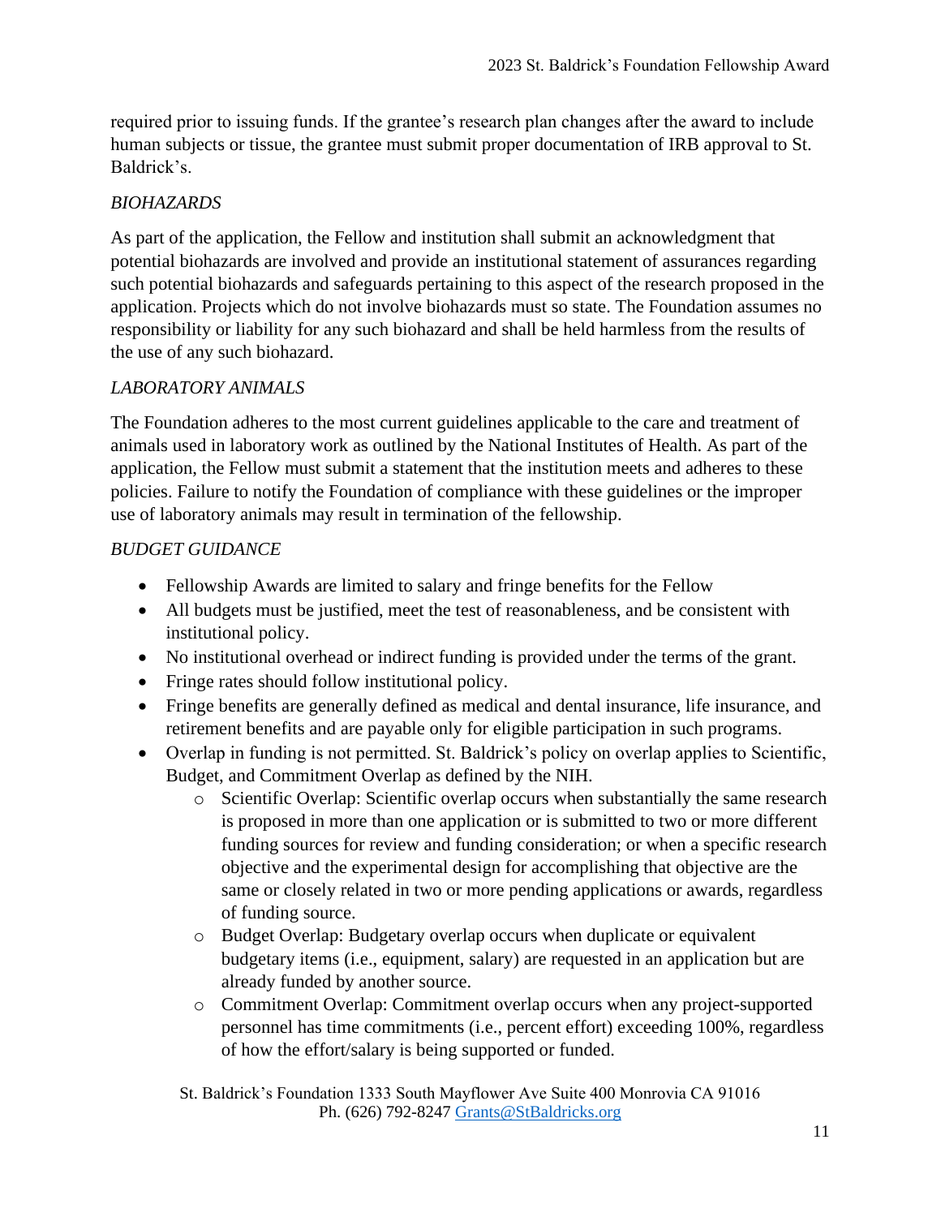required prior to issuing funds. If the grantee's research plan changes after the award to include human subjects or tissue, the grantee must submit proper documentation of IRB approval to St. Baldrick's.

*BIOHAZARDS*

As part of the application, the Fellow and institution shall submit an acknowledgment that potential biohazards are involved and provide an institutional statement of assurances regarding such potential biohazards and safeguards pertaining to this aspect of the research proposed in the application. Projects which do not involve biohazards must so state. The Foundation assumes no responsibility or liability for any such biohazard and shall be held harmless from the results of the use of any such biohazard.

*LABORATORY ANIMALS*

The Foundation adheres to the most current guidelines applicable to the care and treatment of animals used in laboratory work as outlined by the National Institutes of Health. As part of the application, the Fellow must submit a statement that the institution meets and adheres to these policies. Failure to notify the Foundation of compliance with these guidelines or the improper use of laboratory animals may result in termination of the fellowship.

*BUDGET GUIDANCE*

- Fellowship Awards are limited to salary and fringe benefits for the Fellow
- All budgets must be justified, meet the test of reasonableness, and be consistent with institutional policy.
- No institutional overhead or indirect funding is provided under the terms of the grant.
- Fringe rates should follow institutional policy.
- Fringe benefits are generally defined as medical and dental insurance, life insurance, and retirement benefits and are payable only for eligible participation in such programs.
- Overlap in funding is not permitted. St. Baldrick's policy on overlap applies to Scientific, Budget, and Commitment Overlap as defined by the NIH.
  - Scientific Overlap: Scientific overlap occurs when substantially the same research is proposed in more than one application or is submitted to two or more different funding sources for review and funding consideration; or when a specific research objective and the experimental design for accomplishing that objective are the same or closely related in two or more pending applications or awards, regardless of funding source.
  - Budget Overlap: Budgetary overlap occurs when duplicate or equivalent budgetary items (i.e., equipment, salary) are requested in an application but are already funded by another source.
  - Commitment Overlap: Commitment overlap occurs when any project-supported personnel has time commitments (i.e., percent effort) exceeding 100%, regardless of how the effort/salary is being supported or funded.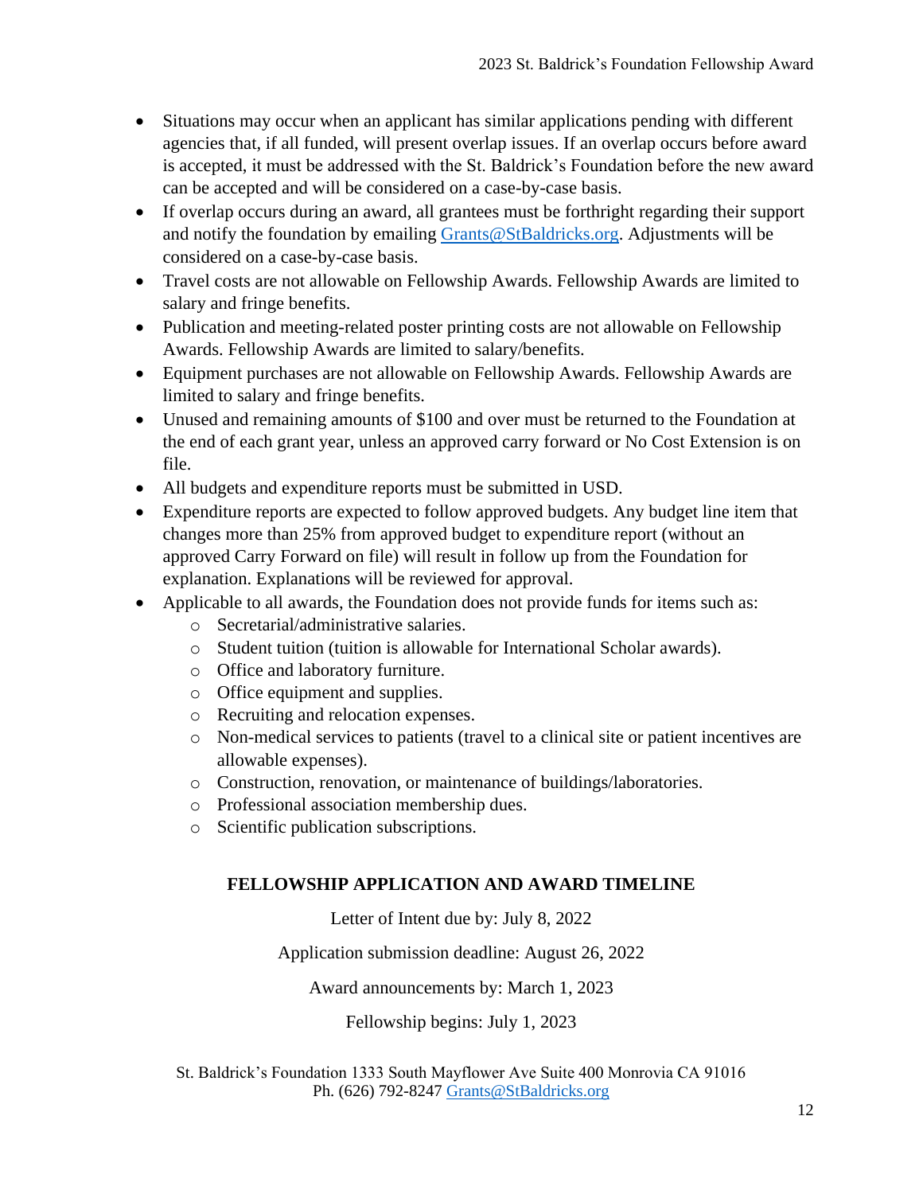- Situations may occur when an applicant has similar applications pending with different agencies that, if all funded, will present overlap issues. If an overlap occurs before award is accepted, it must be addressed with the St. Baldrick's Foundation before the new award can be accepted and will be considered on a case-by-case basis.
- If overlap occurs during an award, all grantees must be forthright regarding their support and notify the foundation by emailing Grants@StBaldricks.org. Adjustments will be considered on a case-by-case basis.
- Travel costs are not allowable on Fellowship Awards. Fellowship Awards are limited to salary and fringe benefits.
- Publication and meeting-related poster printing costs are not allowable on Fellowship Awards. Fellowship Awards are limited to salary/benefits.
- Equipment purchases are not allowable on Fellowship Awards. Fellowship Awards are limited to salary and fringe benefits.
- Unused and remaining amounts of $100 and over must be returned to the Foundation at the end of each grant year, unless an approved carry forward or No Cost Extension is on file.
- All budgets and expenditure reports must be submitted in USD.
- Expenditure reports are expected to follow approved budgets. Any budget line item that changes more than 25% from approved budget to expenditure report (without an approved Carry Forward on file) will result in follow up from the Foundation for explanation. Explanations will be reviewed for approval.
- Applicable to all awards, the Foundation does not provide funds for items such as:
  - Secretarial/administrative salaries.
  - Student tuition (tuition is allowable for International Scholar awards).
  - Office and laboratory furniture.
  - Office equipment and supplies.
  - Recruiting and relocation expenses.
  - Non-medical services to patients (travel to a clinical site or patient incentives are allowable expenses).
  - Construction, renovation, or maintenance of buildings/laboratories.
  - Professional association membership dues.
  - Scientific publication subscriptions.

## FELLOWSHIP APPLICATION AND AWARD TIMELINE

Letter of Intent due by: July 8, 2022

Application submission deadline: August 26, 2022

Award announcements by: March 1, 2023

Fellowship begins: July 1, 2023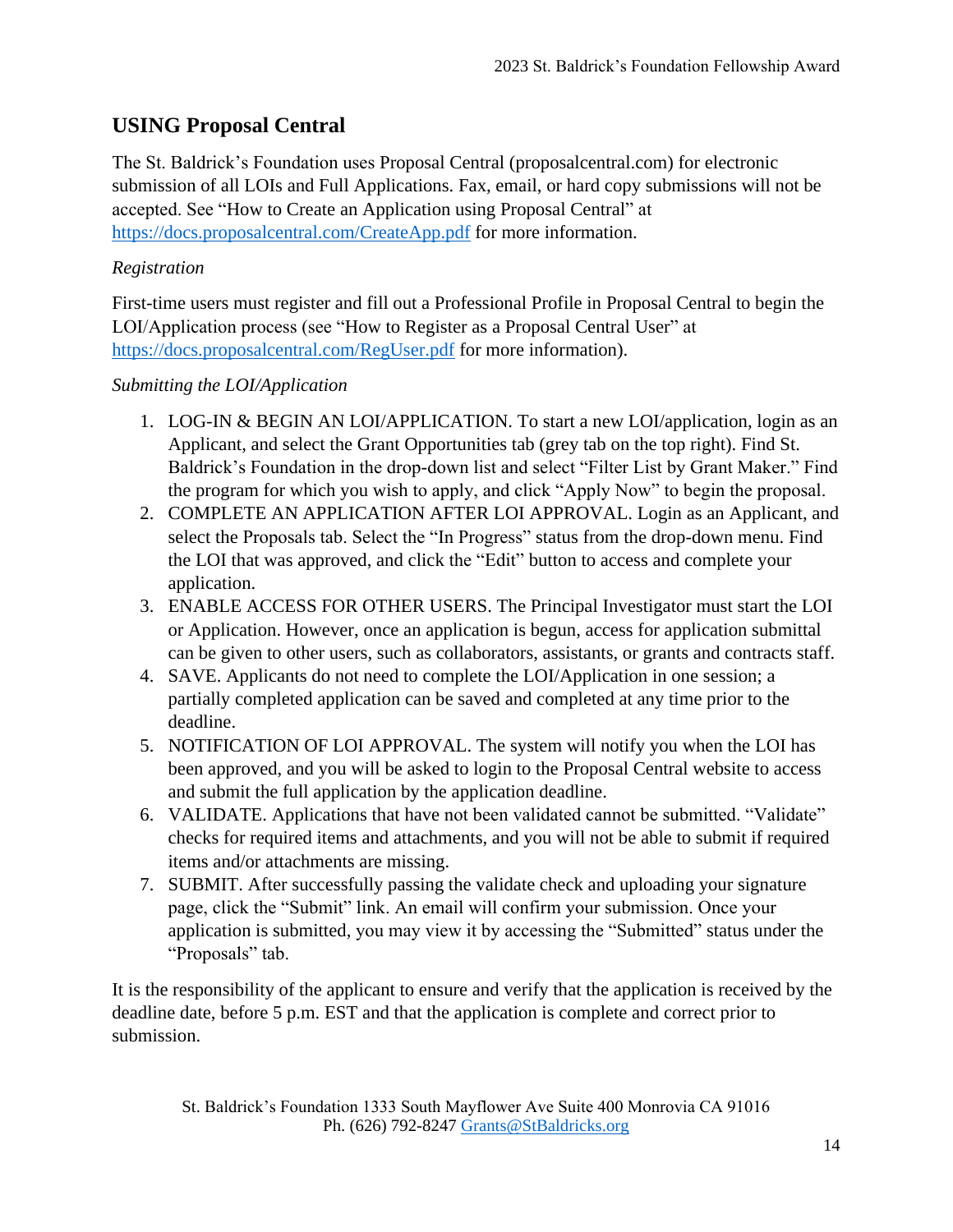## USING Proposal Central

The St. Baldrick's Foundation uses Proposal Central (proposalcentral.com) for electronic submission of all LOIs and Full Applications. Fax, email, or hard copy submissions will not be accepted. See "How to Create an Application using Proposal Central" at https://docs.proposalcentral.com/CreateApp.pdf for more information.

*Registration*

First-time users must register and fill out a Professional Profile in Proposal Central to begin the LOI/Application process (see "How to Register as a Proposal Central User" at https://docs.proposalcentral.com/RegUser.pdf for more information).

*Submitting the LOI/Application*

1. LOG-IN & BEGIN AN LOI/APPLICATION. To start a new LOI/application, login as an Applicant, and select the Grant Opportunities tab (grey tab on the top right). Find St. Baldrick's Foundation in the drop-down list and select "Filter List by Grant Maker." Find the program for which you wish to apply, and click "Apply Now" to begin the proposal.
2. COMPLETE AN APPLICATION AFTER LOI APPROVAL. Login as an Applicant, and select the Proposals tab. Select the "In Progress" status from the drop-down menu. Find the LOI that was approved, and click the "Edit" button to access and complete your application.
3. ENABLE ACCESS FOR OTHER USERS. The Principal Investigator must start the LOI or Application. However, once an application is begun, access for application submittal can be given to other users, such as collaborators, assistants, or grants and contracts staff.
4. SAVE. Applicants do not need to complete the LOI/Application in one session; a partially completed application can be saved and completed at any time prior to the deadline.
5. NOTIFICATION OF LOI APPROVAL. The system will notify you when the LOI has been approved, and you will be asked to login to the Proposal Central website to access and submit the full application by the application deadline.
6. VALIDATE. Applications that have not been validated cannot be submitted. "Validate" checks for required items and attachments, and you will not be able to submit if required items and/or attachments are missing.
7. SUBMIT. After successfully passing the validate check and uploading your signature page, click the "Submit" link. An email will confirm your submission. Once your application is submitted, you may view it by accessing the "Submitted" status under the "Proposals" tab.

It is the responsibility of the applicant to ensure and verify that the application is received by the deadline date, before 5 p.m. EST and that the application is complete and correct prior to submission.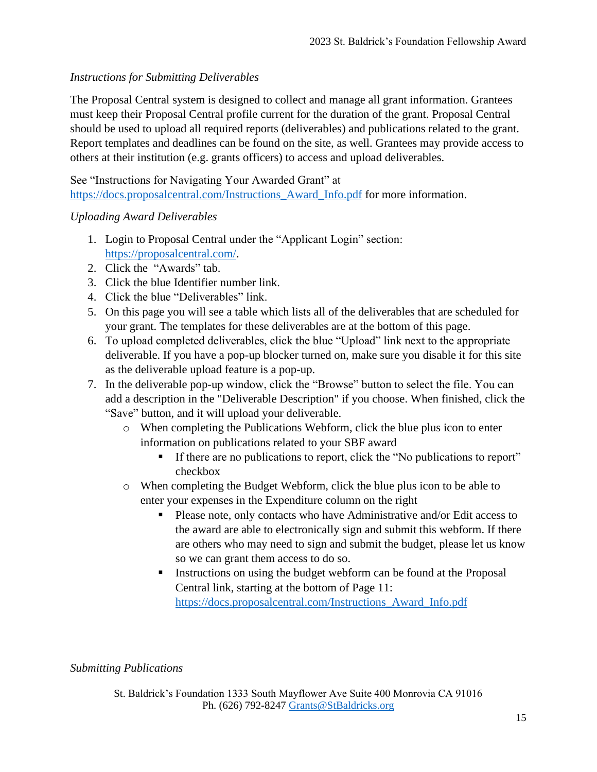*Instructions for Submitting Deliverables*

The Proposal Central system is designed to collect and manage all grant information. Grantees must keep their Proposal Central profile current for the duration of the grant. Proposal Central should be used to upload all required reports (deliverables) and publications related to the grant. Report templates and deadlines can be found on the site, as well. Grantees may provide access to others at their institution (e.g. grants officers) to access and upload deliverables.

See "Instructions for Navigating Your Awarded Grant" at https://docs.proposalcentral.com/Instructions_Award_Info.pdf for more information.

*Uploading Award Deliverables*

1. Login to Proposal Central under the "Applicant Login" section: https://proposalcentral.com/.
2. Click the "Awards" tab.
3. Click the blue Identifier number link.
4. Click the blue "Deliverables" link.
5. On this page you will see a table which lists all of the deliverables that are scheduled for your grant. The templates for these deliverables are at the bottom of this page.
6. To upload completed deliverables, click the blue "Upload" link next to the appropriate deliverable. If you have a pop-up blocker turned on, make sure you disable it for this site as the deliverable upload feature is a pop-up.
7. In the deliverable pop-up window, click the "Browse" button to select the file. You can add a description in the "Deliverable Description" if you choose. When finished, click the "Save" button, and it will upload your deliverable.
    - When completing the Publications Webform, click the blue plus icon to enter information on publications related to your SBF award
        - If there are no publications to report, click the "No publications to report" checkbox
    - When completing the Budget Webform, click the blue plus icon to be able to enter your expenses in the Expenditure column on the right
        - Please note, only contacts who have Administrative and/or Edit access to the award are able to electronically sign and submit this webform. If there are others who may need to sign and submit the budget, please let us know so we can grant them access to do so.
        - Instructions on using the budget webform can be found at the Proposal Central link, starting at the bottom of Page 11: https://docs.proposalcentral.com/Instructions_Award_Info.pdf

*Submitting Publications*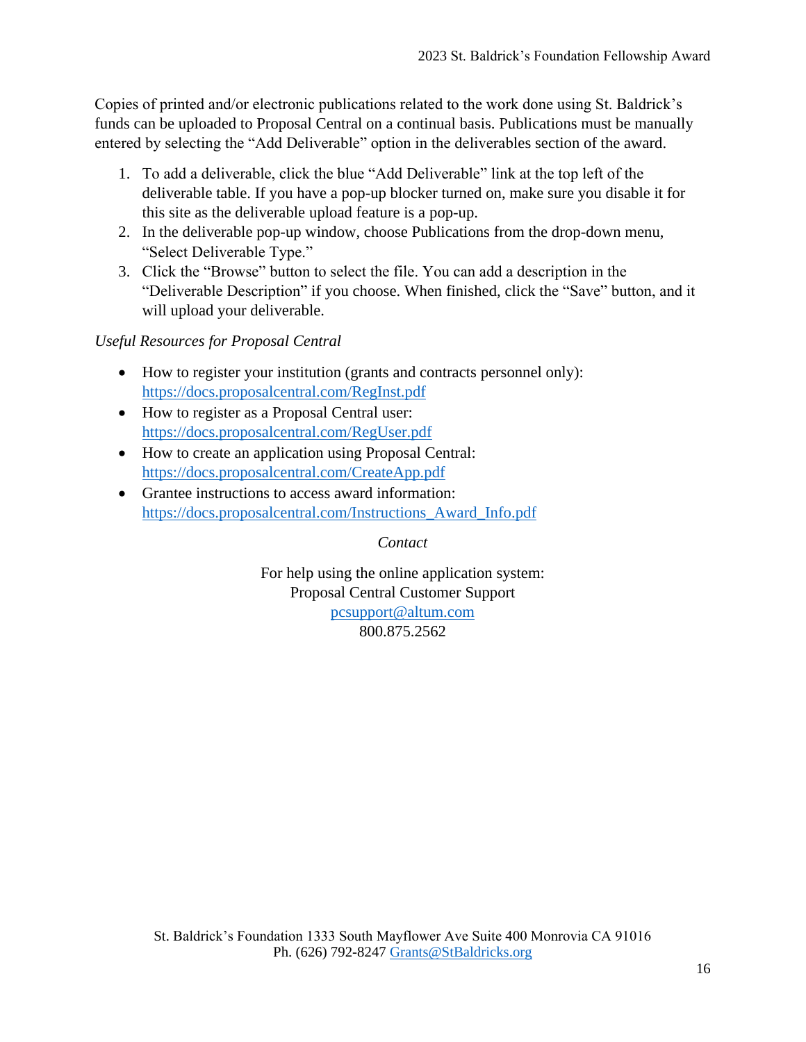Copies of printed and/or electronic publications related to the work done using St. Baldrick's funds can be uploaded to Proposal Central on a continual basis. Publications must be manually entered by selecting the "Add Deliverable" option in the deliverables section of the award.

1. To add a deliverable, click the blue "Add Deliverable" link at the top left of the deliverable table. If you have a pop-up blocker turned on, make sure you disable it for this site as the deliverable upload feature is a pop-up.
2. In the deliverable pop-up window, choose Publications from the drop-down menu, "Select Deliverable Type."
3. Click the "Browse" button to select the file. You can add a description in the "Deliverable Description" if you choose. When finished, click the "Save" button, and it will upload your deliverable.

*Useful Resources for Proposal Central*

- How to register your institution (grants and contracts personnel only): https://docs.proposalcentral.com/RegInst.pdf
- How to register as a Proposal Central user: https://docs.proposalcentral.com/RegUser.pdf
- How to create an application using Proposal Central: https://docs.proposalcentral.com/CreateApp.pdf
- Grantee instructions to access award information: https://docs.proposalcentral.com/Instructions_Award_Info.pdf

*Contact*

For help using the online application system:
Proposal Central Customer Support
pcsupport@altum.com
800.875.2562

St. Baldrick's Foundation 1333 South Mayflower Ave Suite 400 Monrovia CA 91016
Ph. (626) 792-8247 Grants@StBaldricks.org